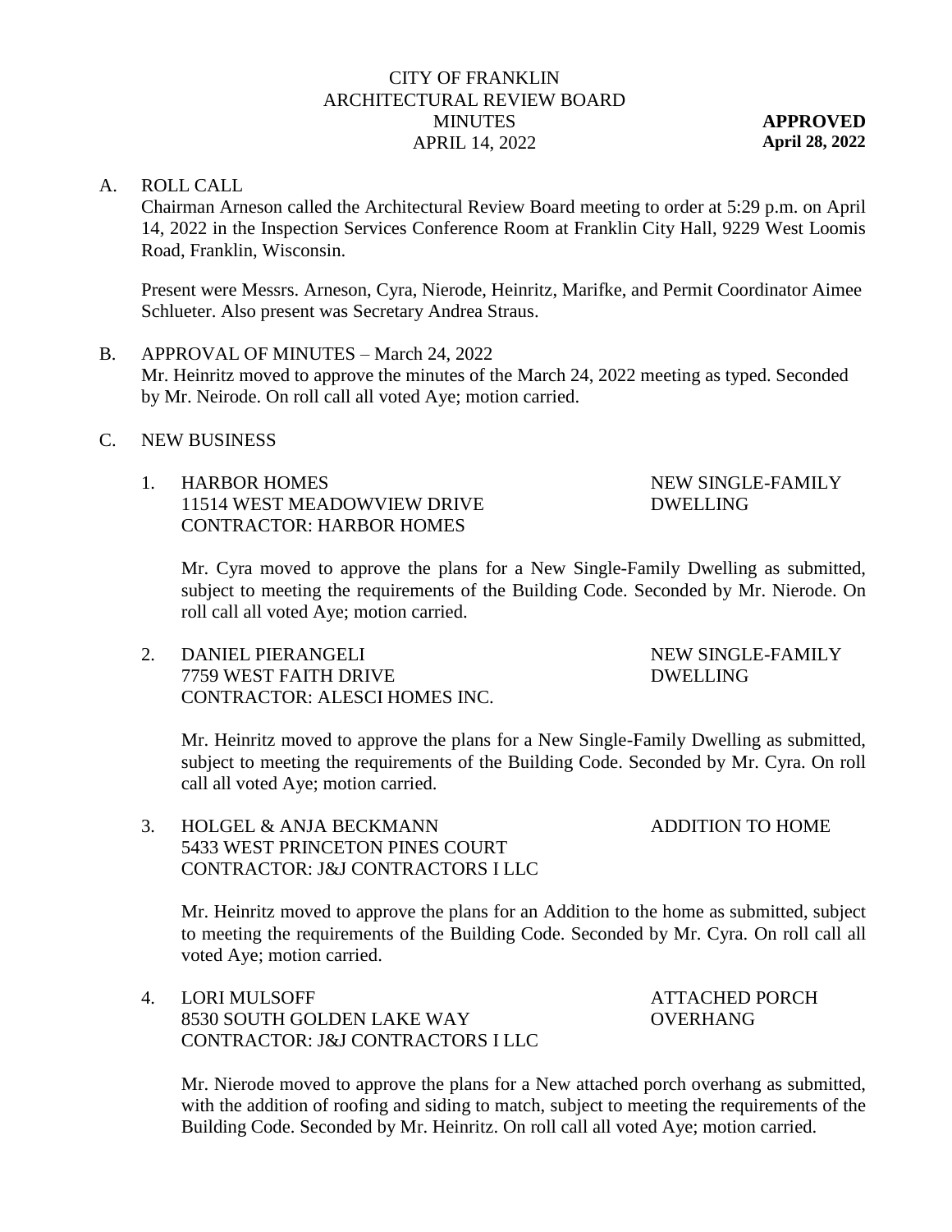CITY OF FRANKLIN
ARCHITECTURAL REVIEW BOARD
MINUTES
APRIL 14, 2022

**APPROVED**
**April 28, 2022**

A. ROLL CALL

Chairman Arneson called the Architectural Review Board meeting to order at 5:29 p.m. on April 14, 2022 in the Inspection Services Conference Room at Franklin City Hall, 9229 West Loomis Road, Franklin, Wisconsin.

Present were Messrs. Arneson, Cyra, Nierode, Heinritz, Marifke, and Permit Coordinator Aimee Schlueter. Also present was Secretary Andrea Straus.

B. APPROVAL OF MINUTES – March 24, 2022

Mr. Heinritz moved to approve the minutes of the March 24, 2022 meeting as typed. Seconded by Mr. Neirode. On roll call all voted Aye; motion carried.

C. NEW BUSINESS

1. HARBOR HOMES — NEW SINGLE-FAMILY DWELLING
   11514 WEST MEADOWVIEW DRIVE
   CONTRACTOR: HARBOR HOMES

   Mr. Cyra moved to approve the plans for a New Single-Family Dwelling as submitted, subject to meeting the requirements of the Building Code. Seconded by Mr. Nierode. On roll call all voted Aye; motion carried.

2. DANIEL PIERANGELI — NEW SINGLE-FAMILY DWELLING
   7759 WEST FAITH DRIVE
   CONTRACTOR: ALESCI HOMES INC.

   Mr. Heinritz moved to approve the plans for a New Single-Family Dwelling as submitted, subject to meeting the requirements of the Building Code. Seconded by Mr. Cyra. On roll call all voted Aye; motion carried.

3. HOLGEL & ANJA BECKMANN — ADDITION TO HOME
   5433 WEST PRINCETON PINES COURT
   CONTRACTOR: J&J CONTRACTORS I LLC

   Mr. Heinritz moved to approve the plans for an Addition to the home as submitted, subject to meeting the requirements of the Building Code. Seconded by Mr. Cyra. On roll call all voted Aye; motion carried.

4. LORI MULSOFF — ATTACHED PORCH OVERHANG
   8530 SOUTH GOLDEN LAKE WAY
   CONTRACTOR: J&J CONTRACTORS I LLC

   Mr. Nierode moved to approve the plans for a New attached porch overhang as submitted, with the addition of roofing and siding to match, subject to meeting the requirements of the Building Code. Seconded by Mr. Heinritz. On roll call all voted Aye; motion carried.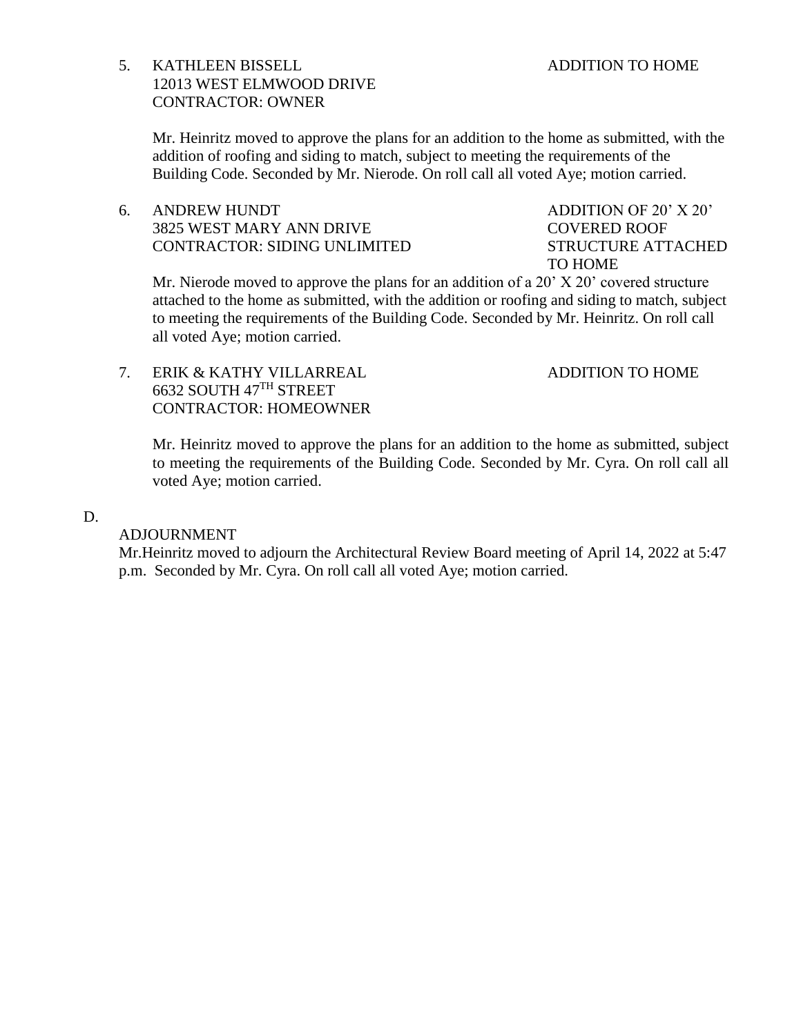5. KATHLEEN BISSELL — ADDITION TO HOME
   12013 WEST ELMWOOD DRIVE
   CONTRACTOR: OWNER

   Mr. Heinritz moved to approve the plans for an addition to the home as submitted, with the addition of roofing and siding to match, subject to meeting the requirements of the Building Code. Seconded by Mr. Nierode. On roll call all voted Aye; motion carried.

6. ANDREW HUNDT — ADDITION OF 20' X 20' COVERED ROOF STRUCTURE ATTACHED TO HOME
   3825 WEST MARY ANN DRIVE
   CONTRACTOR: SIDING UNLIMITED

   Mr. Nierode moved to approve the plans for an addition of a 20' X 20' covered structure attached to the home as submitted, with the addition or roofing and siding to match, subject to meeting the requirements of the Building Code. Seconded by Mr. Heinritz. On roll call all voted Aye; motion carried.

7. ERIK & KATHY VILLARREAL — ADDITION TO HOME
   6632 SOUTH 47TH STREET
   CONTRACTOR: HOMEOWNER

   Mr. Heinritz moved to approve the plans for an addition to the home as submitted, subject to meeting the requirements of the Building Code. Seconded by Mr. Cyra. On roll call all voted Aye; motion carried.

D.

ADJOURNMENT

Mr.Heinritz moved to adjourn the Architectural Review Board meeting of April 14, 2022 at 5:47 p.m. Seconded by Mr. Cyra. On roll call all voted Aye; motion carried.